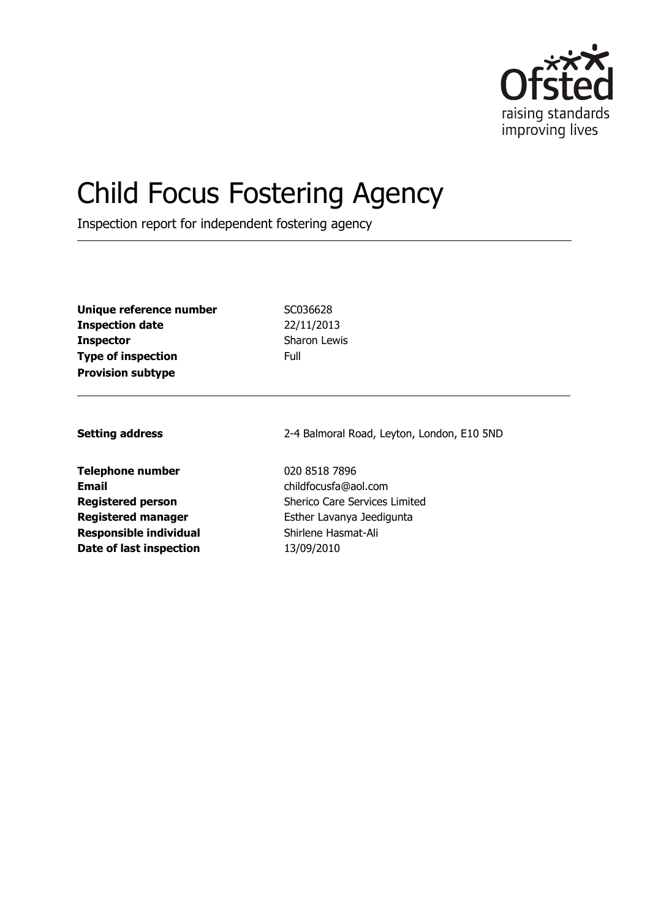# Child Focus Fostering Agency

Inspection report for independent fostering agency

| | |
|---|---|
| **Unique reference number** | SC036628 |
| **Inspection date** | 22/11/2013 |
| **Inspector** | Sharon Lewis |
| **Type of inspection** | Full |
| **Provision subtype** | |

| | |
|---|---|
| **Setting address** | 2-4 Balmoral Road, Leyton, London, E10 5ND |
| **Telephone number** | 020 8518 7896 |
| **Email** | childfocusfa@aol.com |
| **Registered person** | Sherico Care Services Limited |
| **Registered manager** | Esther Lavanya Jeedigunta |
| **Responsible individual** | Shirlene Hasmat-Ali |
| **Date of last inspection** | 13/09/2010 |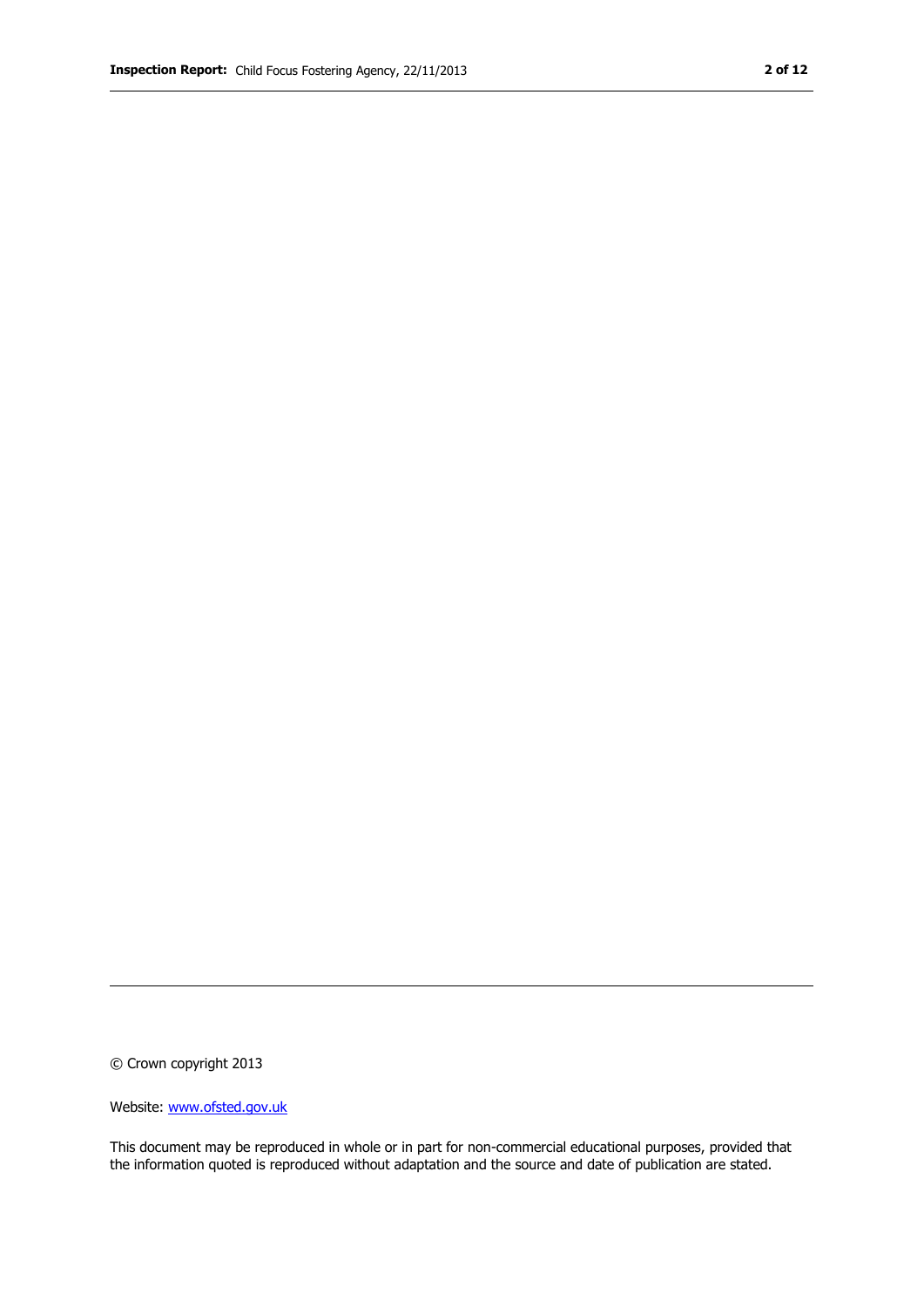© Crown copyright 2013

Website: [www.ofsted.gov.uk](http://www.ofsted.gov.uk)

This document may be reproduced in whole or in part for non-commercial educational purposes, provided that the information quoted is reproduced without adaptation and the source and date of publication are stated.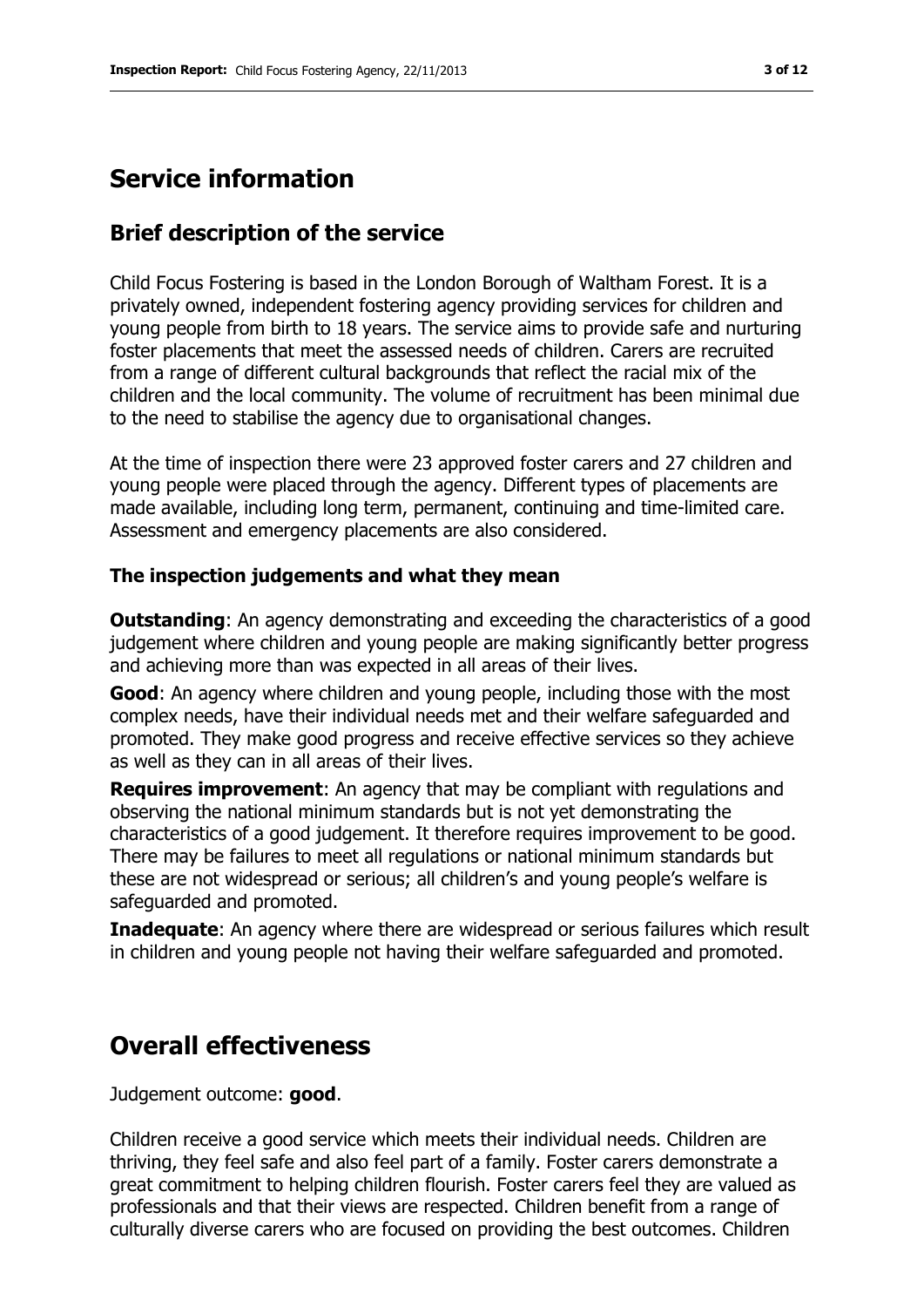# Service information

## Brief description of the service

Child Focus Fostering is based in the London Borough of Waltham Forest. It is a privately owned, independent fostering agency providing services for children and young people from birth to 18 years. The service aims to provide safe and nurturing foster placements that meet the assessed needs of children. Carers are recruited from a range of different cultural backgrounds that reflect the racial mix of the children and the local community. The volume of recruitment has been minimal due to the need to stabilise the agency due to organisational changes.

At the time of inspection there were 23 approved foster carers and 27 children and young people were placed through the agency. Different types of placements are made available, including long term, permanent, continuing and time-limited care. Assessment and emergency placements are also considered.

### The inspection judgements and what they mean

**Outstanding**: An agency demonstrating and exceeding the characteristics of a good judgement where children and young people are making significantly better progress and achieving more than was expected in all areas of their lives.

**Good**: An agency where children and young people, including those with the most complex needs, have their individual needs met and their welfare safeguarded and promoted. They make good progress and receive effective services so they achieve as well as they can in all areas of their lives.

**Requires improvement**: An agency that may be compliant with regulations and observing the national minimum standards but is not yet demonstrating the characteristics of a good judgement. It therefore requires improvement to be good. There may be failures to meet all regulations or national minimum standards but these are not widespread or serious; all children's and young people's welfare is safeguarded and promoted.

**Inadequate**: An agency where there are widespread or serious failures which result in children and young people not having their welfare safeguarded and promoted.

# Overall effectiveness

Judgement outcome: **good**.

Children receive a good service which meets their individual needs. Children are thriving, they feel safe and also feel part of a family. Foster carers demonstrate a great commitment to helping children flourish. Foster carers feel they are valued as professionals and that their views are respected. Children benefit from a range of culturally diverse carers who are focused on providing the best outcomes. Children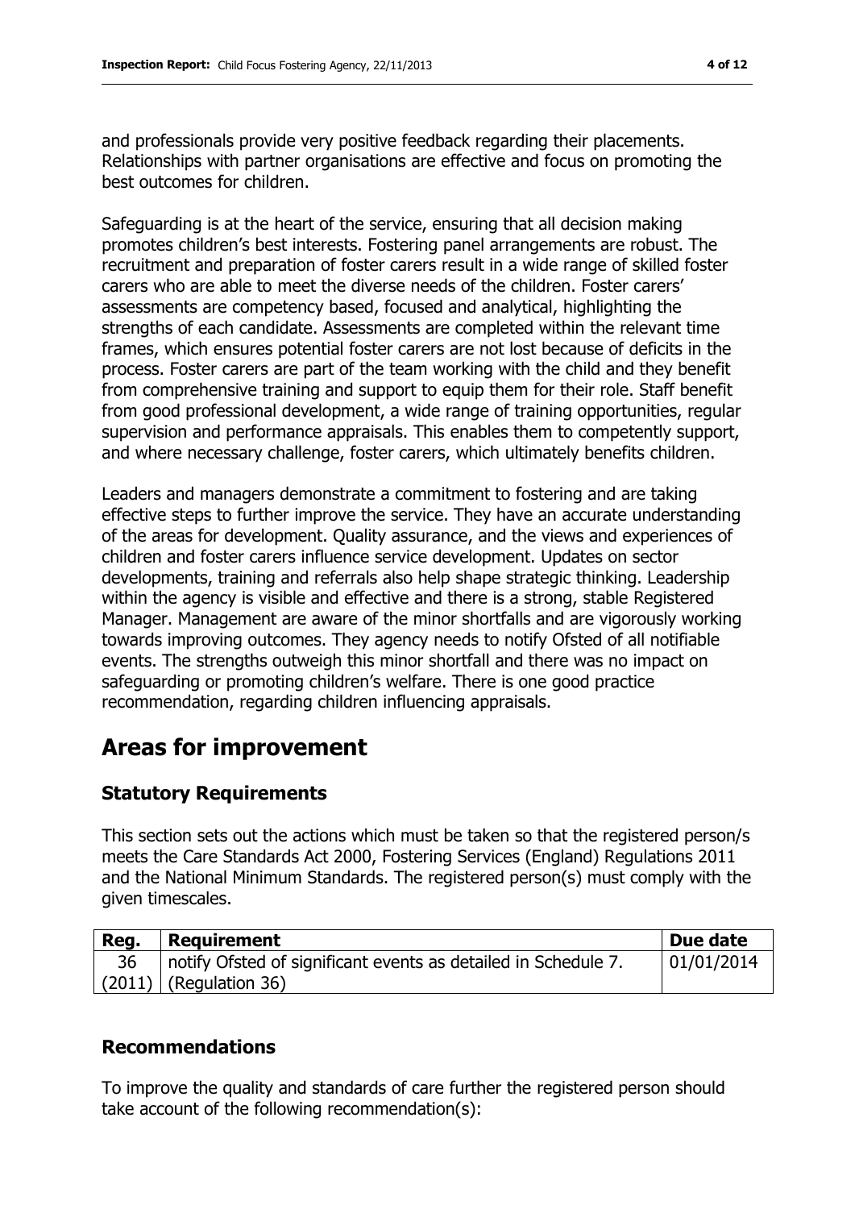and professionals provide very positive feedback regarding their placements. Relationships with partner organisations are effective and focus on promoting the best outcomes for children.

Safeguarding is at the heart of the service, ensuring that all decision making promotes children's best interests. Fostering panel arrangements are robust. The recruitment and preparation of foster carers result in a wide range of skilled foster carers who are able to meet the diverse needs of the children. Foster carers' assessments are competency based, focused and analytical, highlighting the strengths of each candidate. Assessments are completed within the relevant time frames, which ensures potential foster carers are not lost because of deficits in the process. Foster carers are part of the team working with the child and they benefit from comprehensive training and support to equip them for their role. Staff benefit from good professional development, a wide range of training opportunities, regular supervision and performance appraisals. This enables them to competently support, and where necessary challenge, foster carers, which ultimately benefits children.

Leaders and managers demonstrate a commitment to fostering and are taking effective steps to further improve the service. They have an accurate understanding of the areas for development. Quality assurance, and the views and experiences of children and foster carers influence service development. Updates on sector developments, training and referrals also help shape strategic thinking. Leadership within the agency is visible and effective and there is a strong, stable Registered Manager. Management are aware of the minor shortfalls and are vigorously working towards improving outcomes. They agency needs to notify Ofsted of all notifiable events. The strengths outweigh this minor shortfall and there was no impact on safeguarding or promoting children's welfare. There is one good practice recommendation, regarding children influencing appraisals.

# Areas for improvement

## Statutory Requirements

This section sets out the actions which must be taken so that the registered person/s meets the Care Standards Act 2000, Fostering Services (England) Regulations 2011 and the National Minimum Standards. The registered person(s) must comply with the given timescales.

| Reg. | Requirement | Due date |
|---|---|---|
| 36 (2011) | notify Ofsted of significant events as detailed in Schedule 7. (Regulation 36) | 01/01/2014 |

## Recommendations

To improve the quality and standards of care further the registered person should take account of the following recommendation(s):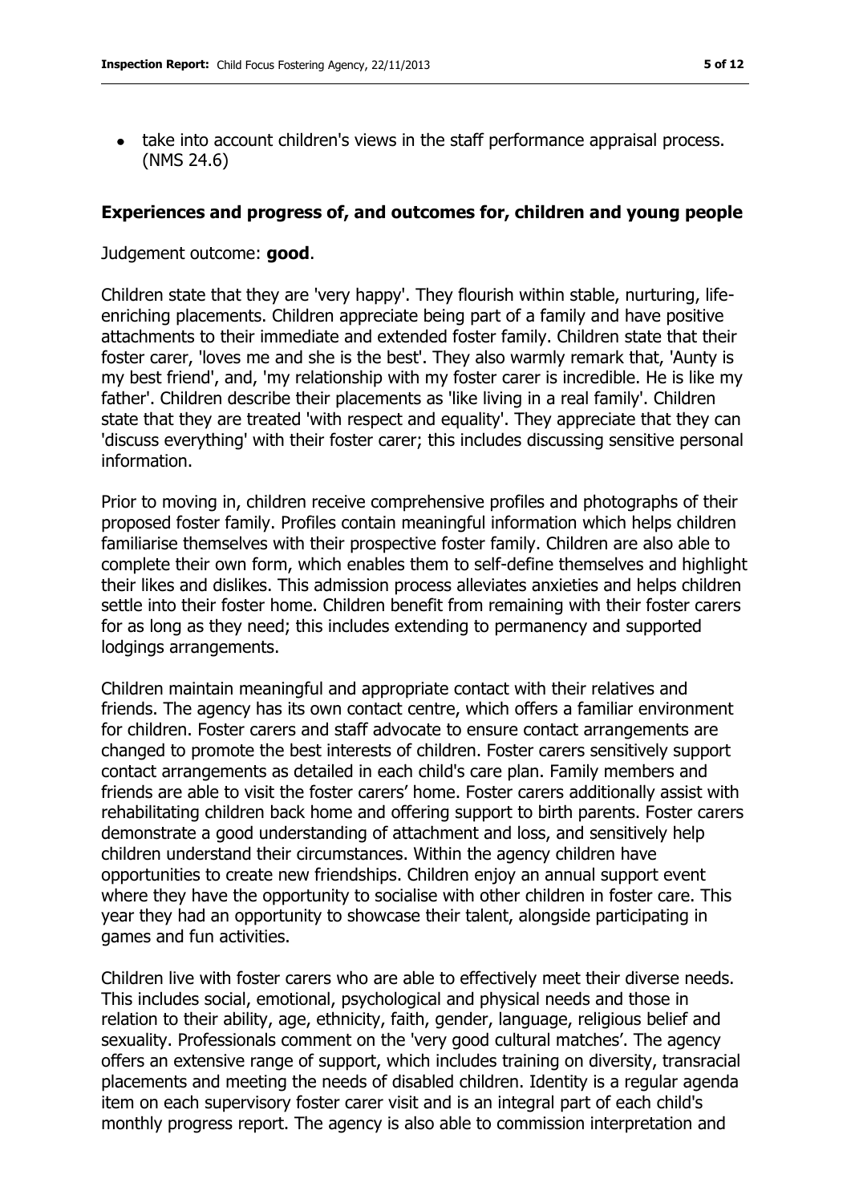- take into account children's views in the staff performance appraisal process. (NMS 24.6)

## Experiences and progress of, and outcomes for, children and young people

Judgement outcome: **good**.

Children state that they are 'very happy'. They flourish within stable, nurturing, life-enriching placements. Children appreciate being part of a family and have positive attachments to their immediate and extended foster family. Children state that their foster carer, 'loves me and she is the best'. They also warmly remark that, 'Aunty is my best friend', and, 'my relationship with my foster carer is incredible. He is like my father'. Children describe their placements as 'like living in a real family'. Children state that they are treated 'with respect and equality'. They appreciate that they can 'discuss everything' with their foster carer; this includes discussing sensitive personal information.

Prior to moving in, children receive comprehensive profiles and photographs of their proposed foster family. Profiles contain meaningful information which helps children familiarise themselves with their prospective foster family. Children are also able to complete their own form, which enables them to self-define themselves and highlight their likes and dislikes. This admission process alleviates anxieties and helps children settle into their foster home. Children benefit from remaining with their foster carers for as long as they need; this includes extending to permanency and supported lodgings arrangements.

Children maintain meaningful and appropriate contact with their relatives and friends. The agency has its own contact centre, which offers a familiar environment for children. Foster carers and staff advocate to ensure contact arrangements are changed to promote the best interests of children. Foster carers sensitively support contact arrangements as detailed in each child's care plan. Family members and friends are able to visit the foster carers' home. Foster carers additionally assist with rehabilitating children back home and offering support to birth parents. Foster carers demonstrate a good understanding of attachment and loss, and sensitively help children understand their circumstances. Within the agency children have opportunities to create new friendships. Children enjoy an annual support event where they have the opportunity to socialise with other children in foster care. This year they had an opportunity to showcase their talent, alongside participating in games and fun activities.

Children live with foster carers who are able to effectively meet their diverse needs. This includes social, emotional, psychological and physical needs and those in relation to their ability, age, ethnicity, faith, gender, language, religious belief and sexuality. Professionals comment on the 'very good cultural matches'. The agency offers an extensive range of support, which includes training on diversity, transracial placements and meeting the needs of disabled children. Identity is a regular agenda item on each supervisory foster carer visit and is an integral part of each child's monthly progress report. The agency is also able to commission interpretation and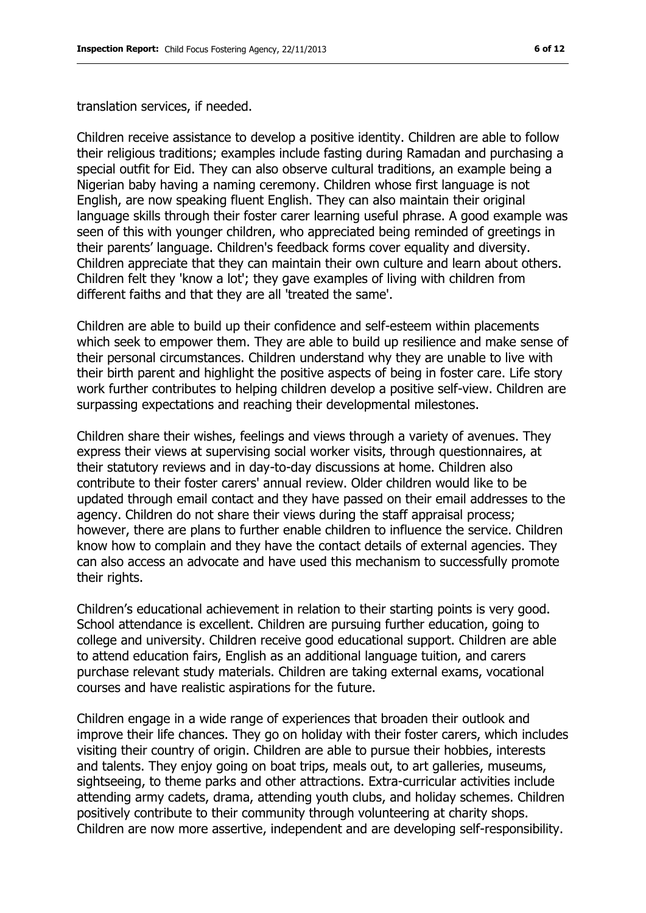translation services, if needed.

Children receive assistance to develop a positive identity. Children are able to follow their religious traditions; examples include fasting during Ramadan and purchasing a special outfit for Eid. They can also observe cultural traditions, an example being a Nigerian baby having a naming ceremony. Children whose first language is not English, are now speaking fluent English. They can also maintain their original language skills through their foster carer learning useful phrase. A good example was seen of this with younger children, who appreciated being reminded of greetings in their parents' language. Children's feedback forms cover equality and diversity. Children appreciate that they can maintain their own culture and learn about others. Children felt they 'know a lot'; they gave examples of living with children from different faiths and that they are all 'treated the same'.

Children are able to build up their confidence and self-esteem within placements which seek to empower them. They are able to build up resilience and make sense of their personal circumstances. Children understand why they are unable to live with their birth parent and highlight the positive aspects of being in foster care. Life story work further contributes to helping children develop a positive self-view. Children are surpassing expectations and reaching their developmental milestones.

Children share their wishes, feelings and views through a variety of avenues. They express their views at supervising social worker visits, through questionnaires, at their statutory reviews and in day-to-day discussions at home. Children also contribute to their foster carers' annual review. Older children would like to be updated through email contact and they have passed on their email addresses to the agency. Children do not share their views during the staff appraisal process; however, there are plans to further enable children to influence the service. Children know how to complain and they have the contact details of external agencies. They can also access an advocate and have used this mechanism to successfully promote their rights.

Children's educational achievement in relation to their starting points is very good. School attendance is excellent. Children are pursuing further education, going to college and university. Children receive good educational support. Children are able to attend education fairs, English as an additional language tuition, and carers purchase relevant study materials. Children are taking external exams, vocational courses and have realistic aspirations for the future.

Children engage in a wide range of experiences that broaden their outlook and improve their life chances. They go on holiday with their foster carers, which includes visiting their country of origin. Children are able to pursue their hobbies, interests and talents. They enjoy going on boat trips, meals out, to art galleries, museums, sightseeing, to theme parks and other attractions. Extra-curricular activities include attending army cadets, drama, attending youth clubs, and holiday schemes. Children positively contribute to their community through volunteering at charity shops. Children are now more assertive, independent and are developing self-responsibility.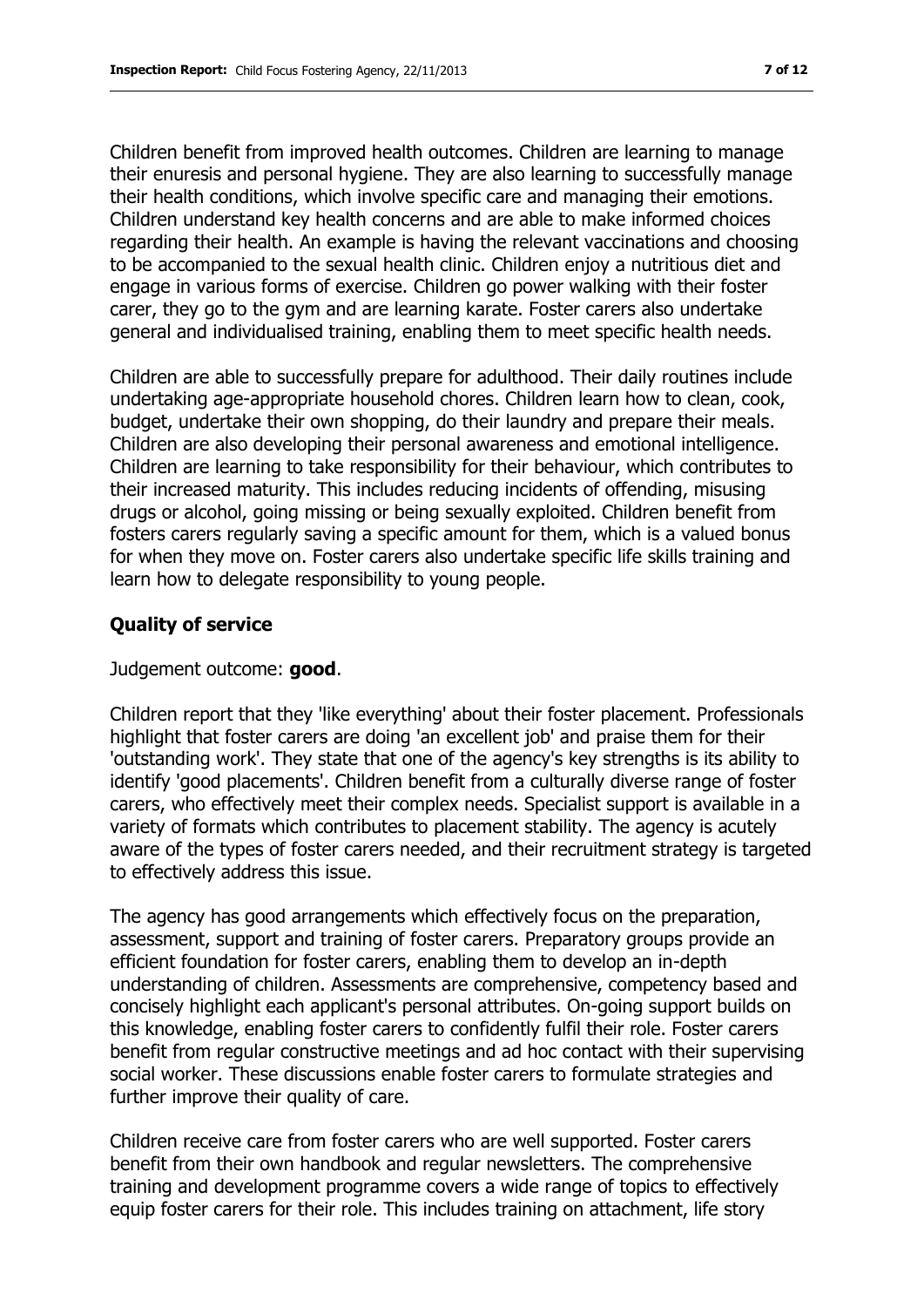Children benefit from improved health outcomes. Children are learning to manage their enuresis and personal hygiene. They are also learning to successfully manage their health conditions, which involve specific care and managing their emotions. Children understand key health concerns and are able to make informed choices regarding their health. An example is having the relevant vaccinations and choosing to be accompanied to the sexual health clinic. Children enjoy a nutritious diet and engage in various forms of exercise. Children go power walking with their foster carer, they go to the gym and are learning karate. Foster carers also undertake general and individualised training, enabling them to meet specific health needs.

Children are able to successfully prepare for adulthood. Their daily routines include undertaking age-appropriate household chores. Children learn how to clean, cook, budget, undertake their own shopping, do their laundry and prepare their meals. Children are also developing their personal awareness and emotional intelligence. Children are learning to take responsibility for their behaviour, which contributes to their increased maturity. This includes reducing incidents of offending, misusing drugs or alcohol, going missing or being sexually exploited. Children benefit from fosters carers regularly saving a specific amount for them, which is a valued bonus for when they move on. Foster carers also undertake specific life skills training and learn how to delegate responsibility to young people.

### Quality of service

Judgement outcome: **good**.

Children report that they 'like everything' about their foster placement. Professionals highlight that foster carers are doing 'an excellent job' and praise them for their 'outstanding work'. They state that one of the agency's key strengths is its ability to identify 'good placements'. Children benefit from a culturally diverse range of foster carers, who effectively meet their complex needs. Specialist support is available in a variety of formats which contributes to placement stability. The agency is acutely aware of the types of foster carers needed, and their recruitment strategy is targeted to effectively address this issue.

The agency has good arrangements which effectively focus on the preparation, assessment, support and training of foster carers. Preparatory groups provide an efficient foundation for foster carers, enabling them to develop an in-depth understanding of children. Assessments are comprehensive, competency based and concisely highlight each applicant's personal attributes. On-going support builds on this knowledge, enabling foster carers to confidently fulfil their role. Foster carers benefit from regular constructive meetings and ad hoc contact with their supervising social worker. These discussions enable foster carers to formulate strategies and further improve their quality of care.

Children receive care from foster carers who are well supported. Foster carers benefit from their own handbook and regular newsletters. The comprehensive training and development programme covers a wide range of topics to effectively equip foster carers for their role. This includes training on attachment, life story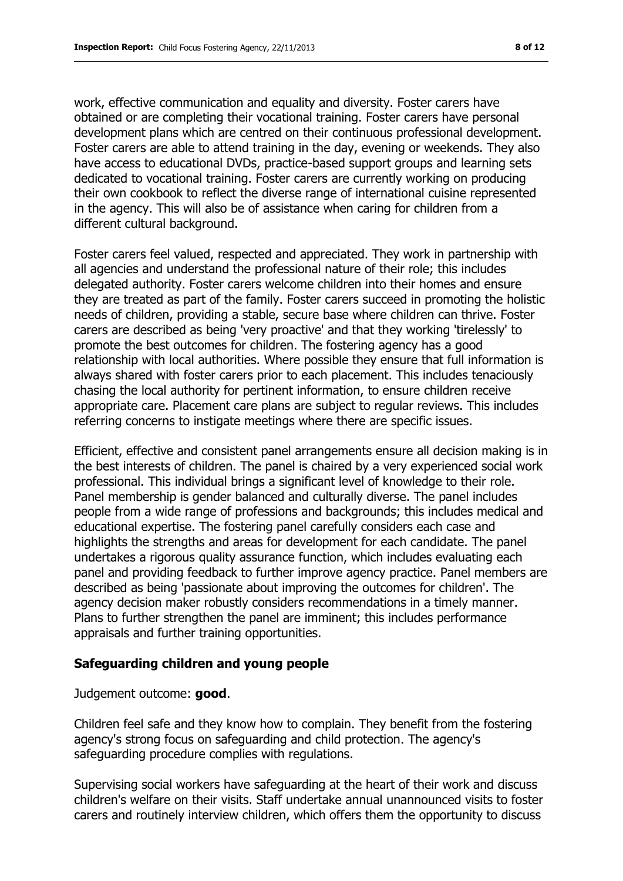work, effective communication and equality and diversity. Foster carers have obtained or are completing their vocational training. Foster carers have personal development plans which are centred on their continuous professional development. Foster carers are able to attend training in the day, evening or weekends. They also have access to educational DVDs, practice-based support groups and learning sets dedicated to vocational training. Foster carers are currently working on producing their own cookbook to reflect the diverse range of international cuisine represented in the agency. This will also be of assistance when caring for children from a different cultural background.

Foster carers feel valued, respected and appreciated. They work in partnership with all agencies and understand the professional nature of their role; this includes delegated authority. Foster carers welcome children into their homes and ensure they are treated as part of the family. Foster carers succeed in promoting the holistic needs of children, providing a stable, secure base where children can thrive. Foster carers are described as being 'very proactive' and that they working 'tirelessly' to promote the best outcomes for children. The fostering agency has a good relationship with local authorities. Where possible they ensure that full information is always shared with foster carers prior to each placement. This includes tenaciously chasing the local authority for pertinent information, to ensure children receive appropriate care. Placement care plans are subject to regular reviews. This includes referring concerns to instigate meetings where there are specific issues.

Efficient, effective and consistent panel arrangements ensure all decision making is in the best interests of children. The panel is chaired by a very experienced social work professional. This individual brings a significant level of knowledge to their role. Panel membership is gender balanced and culturally diverse. The panel includes people from a wide range of professions and backgrounds; this includes medical and educational expertise. The fostering panel carefully considers each case and highlights the strengths and areas for development for each candidate. The panel undertakes a rigorous quality assurance function, which includes evaluating each panel and providing feedback to further improve agency practice. Panel members are described as being 'passionate about improving the outcomes for children'. The agency decision maker robustly considers recommendations in a timely manner. Plans to further strengthen the panel are imminent; this includes performance appraisals and further training opportunities.

## Safeguarding children and young people

Judgement outcome: **good**.

Children feel safe and they know how to complain. They benefit from the fostering agency's strong focus on safeguarding and child protection. The agency's safeguarding procedure complies with regulations.

Supervising social workers have safeguarding at the heart of their work and discuss children's welfare on their visits. Staff undertake annual unannounced visits to foster carers and routinely interview children, which offers them the opportunity to discuss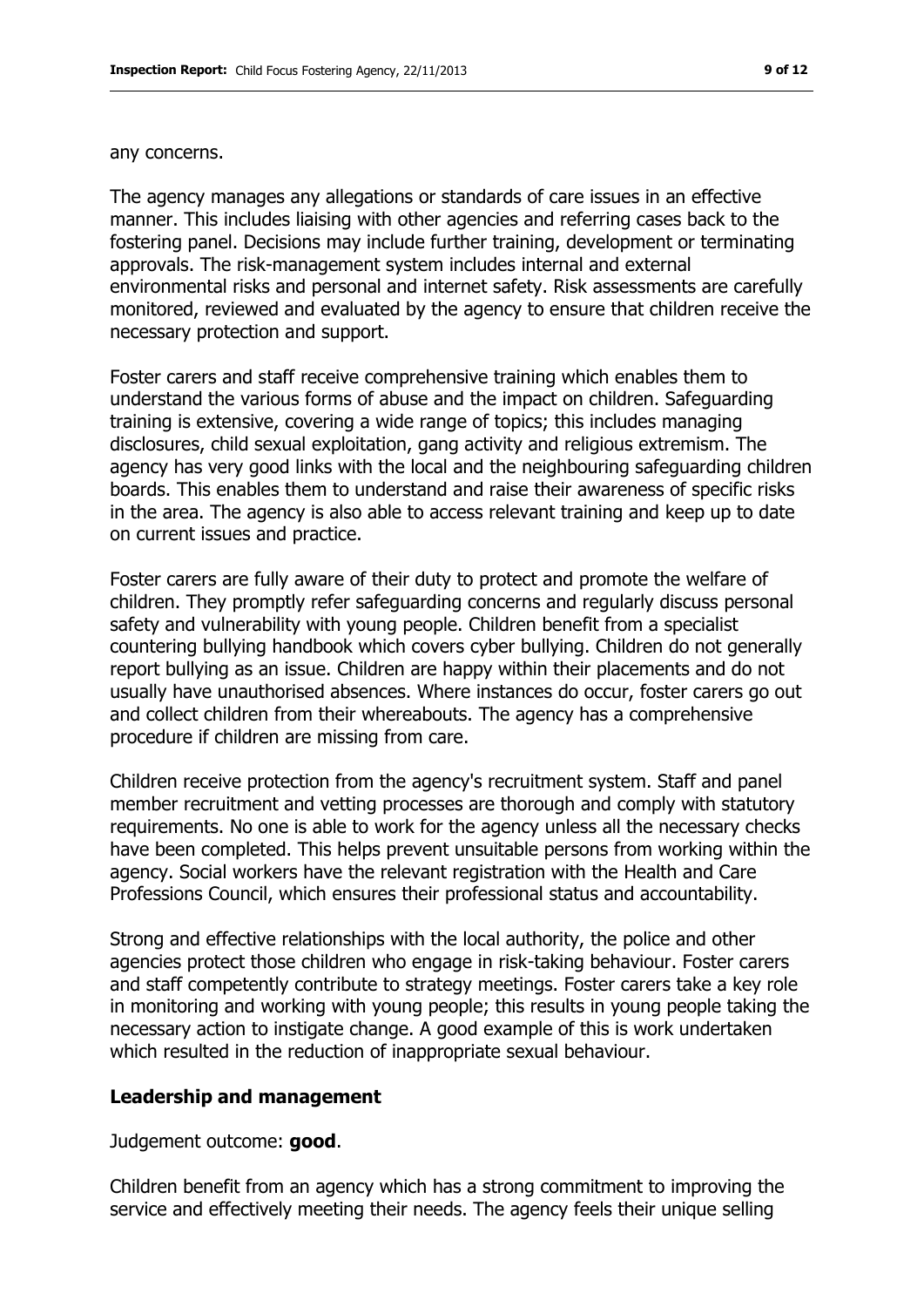any concerns.

The agency manages any allegations or standards of care issues in an effective manner. This includes liaising with other agencies and referring cases back to the fostering panel. Decisions may include further training, development or terminating approvals. The risk-management system includes internal and external environmental risks and personal and internet safety. Risk assessments are carefully monitored, reviewed and evaluated by the agency to ensure that children receive the necessary protection and support.

Foster carers and staff receive comprehensive training which enables them to understand the various forms of abuse and the impact on children. Safeguarding training is extensive, covering a wide range of topics; this includes managing disclosures, child sexual exploitation, gang activity and religious extremism. The agency has very good links with the local and the neighbouring safeguarding children boards. This enables them to understand and raise their awareness of specific risks in the area. The agency is also able to access relevant training and keep up to date on current issues and practice.

Foster carers are fully aware of their duty to protect and promote the welfare of children. They promptly refer safeguarding concerns and regularly discuss personal safety and vulnerability with young people. Children benefit from a specialist countering bullying handbook which covers cyber bullying. Children do not generally report bullying as an issue. Children are happy within their placements and do not usually have unauthorised absences. Where instances do occur, foster carers go out and collect children from their whereabouts. The agency has a comprehensive procedure if children are missing from care.

Children receive protection from the agency's recruitment system. Staff and panel member recruitment and vetting processes are thorough and comply with statutory requirements. No one is able to work for the agency unless all the necessary checks have been completed. This helps prevent unsuitable persons from working within the agency. Social workers have the relevant registration with the Health and Care Professions Council, which ensures their professional status and accountability.

Strong and effective relationships with the local authority, the police and other agencies protect those children who engage in risk-taking behaviour. Foster carers and staff competently contribute to strategy meetings. Foster carers take a key role in monitoring and working with young people; this results in young people taking the necessary action to instigate change. A good example of this is work undertaken which resulted in the reduction of inappropriate sexual behaviour.

### Leadership and management

Judgement outcome: **good**.

Children benefit from an agency which has a strong commitment to improving the service and effectively meeting their needs. The agency feels their unique selling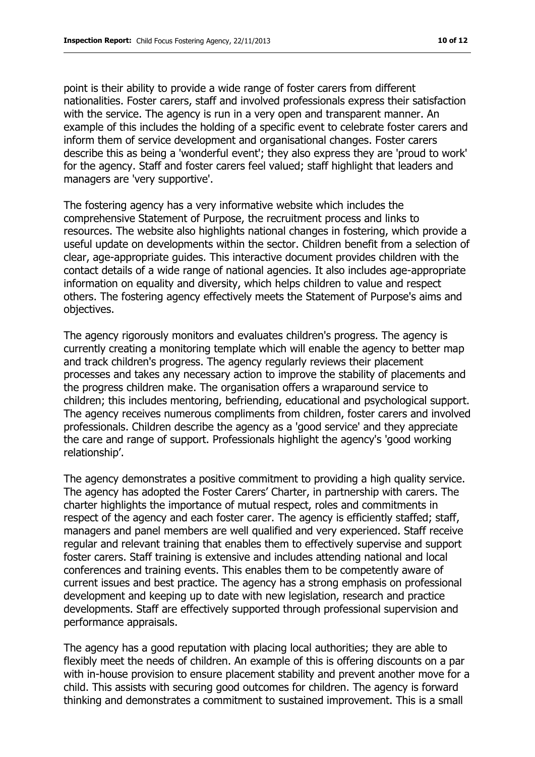point is their ability to provide a wide range of foster carers from different nationalities. Foster carers, staff and involved professionals express their satisfaction with the service. The agency is run in a very open and transparent manner. An example of this includes the holding of a specific event to celebrate foster carers and inform them of service development and organisational changes. Foster carers describe this as being a 'wonderful event'; they also express they are 'proud to work' for the agency. Staff and foster carers feel valued; staff highlight that leaders and managers are 'very supportive'.

The fostering agency has a very informative website which includes the comprehensive Statement of Purpose, the recruitment process and links to resources. The website also highlights national changes in fostering, which provide a useful update on developments within the sector. Children benefit from a selection of clear, age-appropriate guides. This interactive document provides children with the contact details of a wide range of national agencies. It also includes age-appropriate information on equality and diversity, which helps children to value and respect others. The fostering agency effectively meets the Statement of Purpose's aims and objectives.

The agency rigorously monitors and evaluates children's progress. The agency is currently creating a monitoring template which will enable the agency to better map and track children's progress. The agency regularly reviews their placement processes and takes any necessary action to improve the stability of placements and the progress children make. The organisation offers a wraparound service to children; this includes mentoring, befriending, educational and psychological support. The agency receives numerous compliments from children, foster carers and involved professionals. Children describe the agency as a 'good service' and they appreciate the care and range of support. Professionals highlight the agency's 'good working relationship'.

The agency demonstrates a positive commitment to providing a high quality service. The agency has adopted the Foster Carers' Charter, in partnership with carers. The charter highlights the importance of mutual respect, roles and commitments in respect of the agency and each foster carer. The agency is efficiently staffed; staff, managers and panel members are well qualified and very experienced. Staff receive regular and relevant training that enables them to effectively supervise and support foster carers. Staff training is extensive and includes attending national and local conferences and training events. This enables them to be competently aware of current issues and best practice. The agency has a strong emphasis on professional development and keeping up to date with new legislation, research and practice developments. Staff are effectively supported through professional supervision and performance appraisals.

The agency has a good reputation with placing local authorities; they are able to flexibly meet the needs of children. An example of this is offering discounts on a par with in-house provision to ensure placement stability and prevent another move for a child. This assists with securing good outcomes for children. The agency is forward thinking and demonstrates a commitment to sustained improvement. This is a small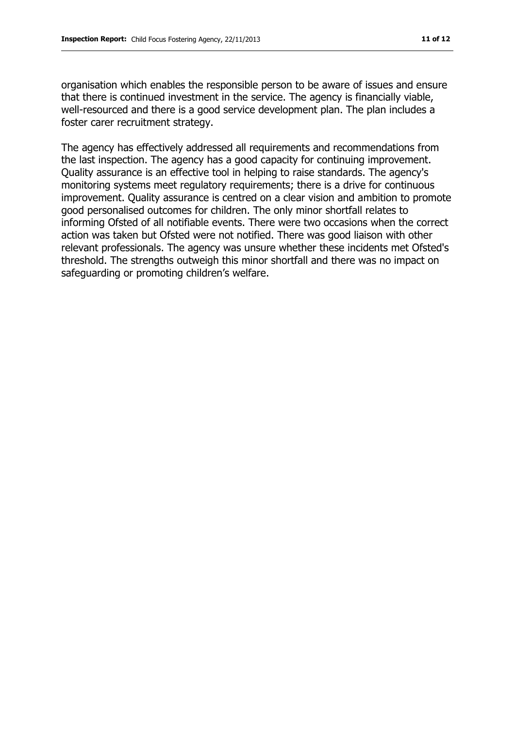organisation which enables the responsible person to be aware of issues and ensure that there is continued investment in the service. The agency is financially viable, well-resourced and there is a good service development plan. The plan includes a foster carer recruitment strategy.

The agency has effectively addressed all requirements and recommendations from the last inspection. The agency has a good capacity for continuing improvement. Quality assurance is an effective tool in helping to raise standards. The agency's monitoring systems meet regulatory requirements; there is a drive for continuous improvement. Quality assurance is centred on a clear vision and ambition to promote good personalised outcomes for children. The only minor shortfall relates to informing Ofsted of all notifiable events. There were two occasions when the correct action was taken but Ofsted were not notified. There was good liaison with other relevant professionals. The agency was unsure whether these incidents met Ofsted's threshold. The strengths outweigh this minor shortfall and there was no impact on safeguarding or promoting children's welfare.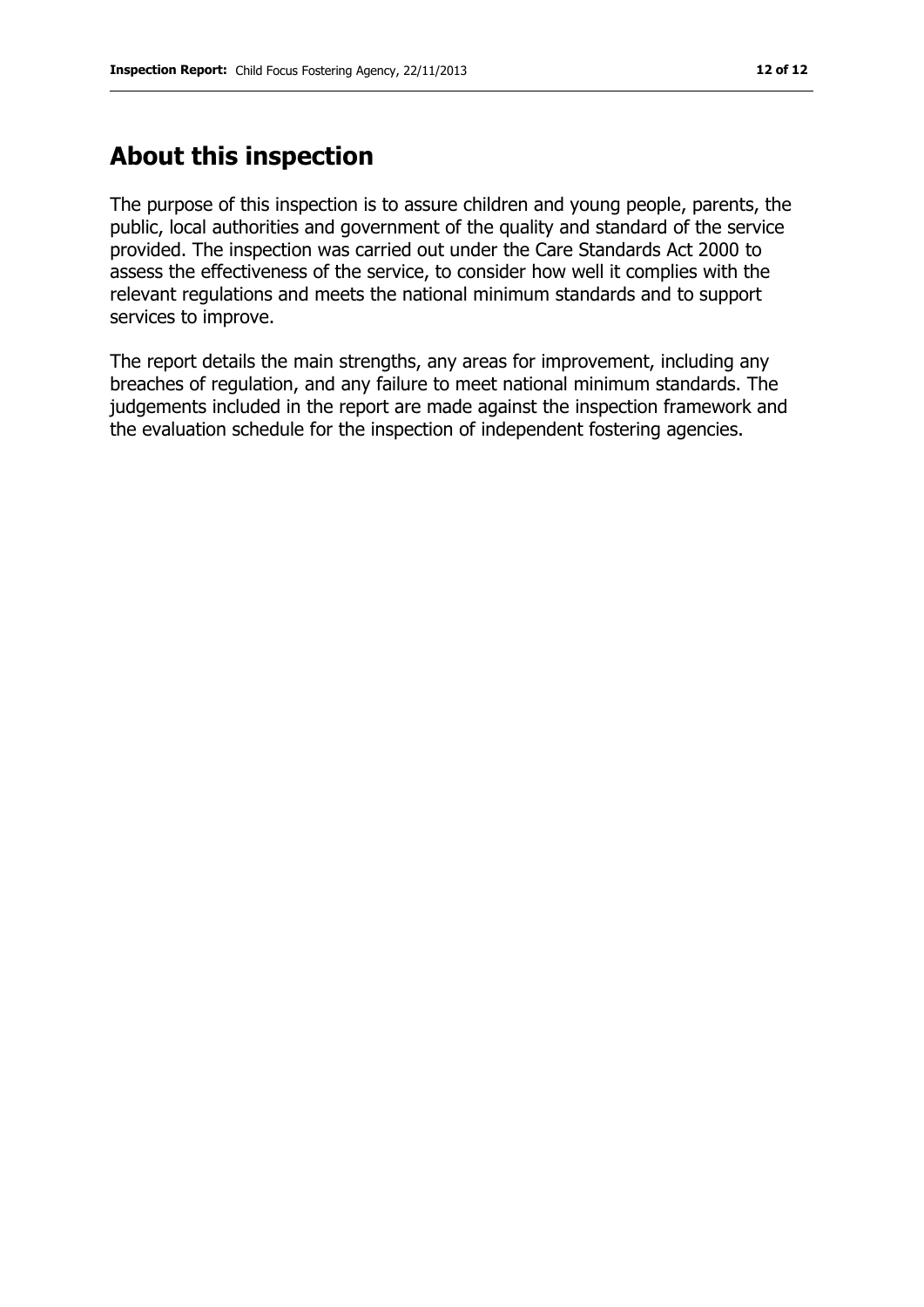## About this inspection

The purpose of this inspection is to assure children and young people, parents, the public, local authorities and government of the quality and standard of the service provided. The inspection was carried out under the Care Standards Act 2000 to assess the effectiveness of the service, to consider how well it complies with the relevant regulations and meets the national minimum standards and to support services to improve.

The report details the main strengths, any areas for improvement, including any breaches of regulation, and any failure to meet national minimum standards. The judgements included in the report are made against the inspection framework and the evaluation schedule for the inspection of independent fostering agencies.